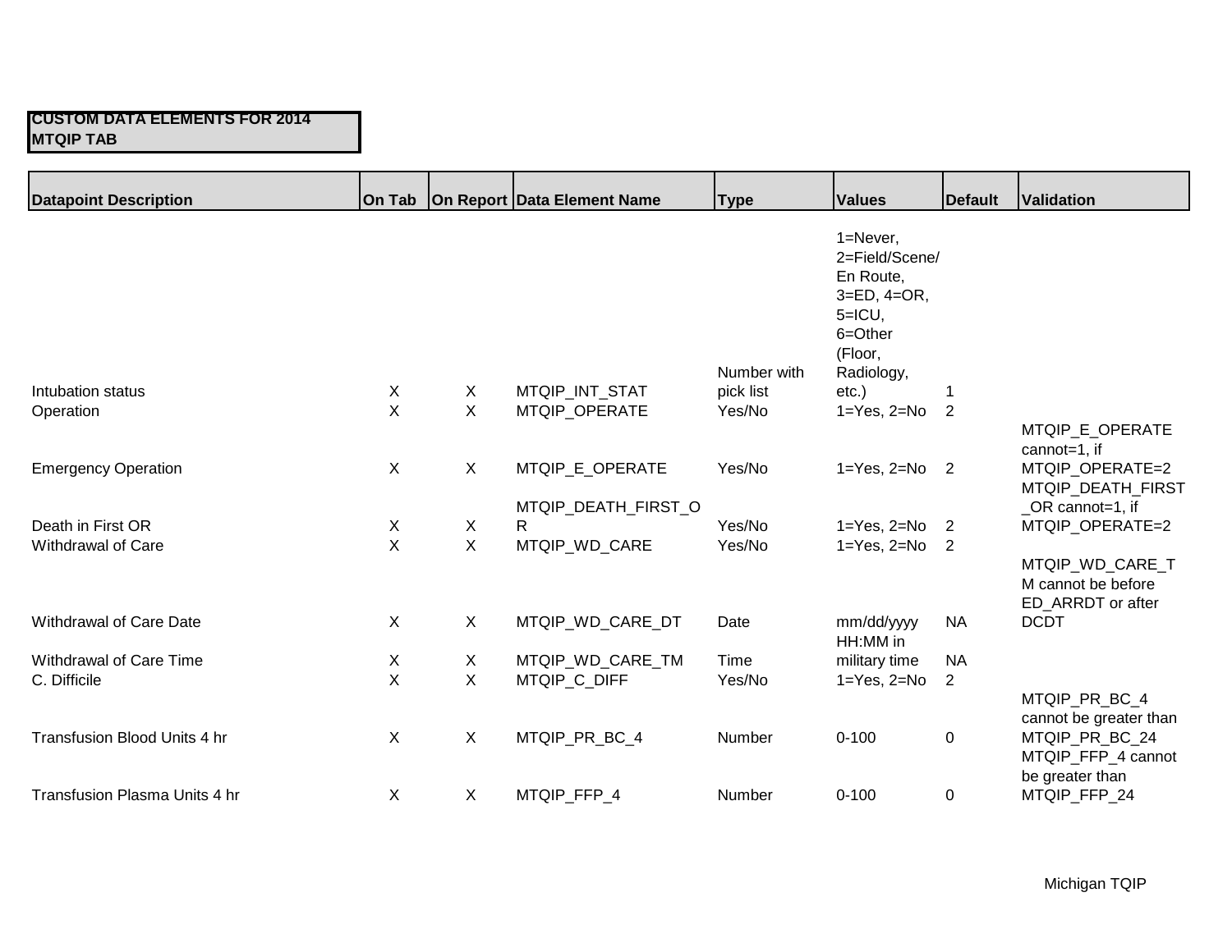**CUSTOM DATA ELEMENTS FOR 2014 MTQIP TAB**

| Datapoint Description | On Tab | On Report | Data Element Name | Type | Values | Default | Validation |
|---|---|---|---|---|---|---|---|
| Intubation status | X | X | MTQIP_INT_STAT | Number with pick list | 1=Never, 2=Field/Scene/En Route, 3=ED, 4=OR, 5=ICU, 6=Other (Floor, Radiology, etc.) | 1 | |
| Operation | X | X | MTQIP_OPERATE | Yes/No | 1=Yes, 2=No | 2 | |
| Emergency Operation | X | X | MTQIP_E_OPERATE | Yes/No | 1=Yes, 2=No | 2 | MTQIP_E_OPERATE cannot=1, if MTQIP_OPERATE=2 |
| Death in First OR | X | X | MTQIP_DEATH_FIRST_OR | Yes/No | 1=Yes, 2=No | 2 | MTQIP_DEATH_FIRST_OR cannot=1, if MTQIP_OPERATE=2 |
| Withdrawal of Care | X | X | MTQIP_WD_CARE | Yes/No | 1=Yes, 2=No | 2 | |
| Withdrawal of Care Date | X | X | MTQIP_WD_CARE_DT | Date | mm/dd/yyyy | NA | MTQIP_WD_CARE_TM cannot be before ED_ARRDT or after DCDT |
| Withdrawal of Care Time | X | X | MTQIP_WD_CARE_TM | Time | HH:MM in military time | NA | |
| C. Difficile | X | X | MTQIP_C_DIFF | Yes/No | 1=Yes, 2=No | 2 | |
| Transfusion Blood Units 4 hr | X | X | MTQIP_PR_BC_4 | Number | 0-100 | 0 | MTQIP_PR_BC_4 cannot be greater than MTQIP_PR_BC_24 |
| Transfusion Plasma Units 4 hr | X | X | MTQIP_FFP_4 | Number | 0-100 | 0 | MTQIP_FFP_4 cannot be greater than MTQIP_FFP_24 |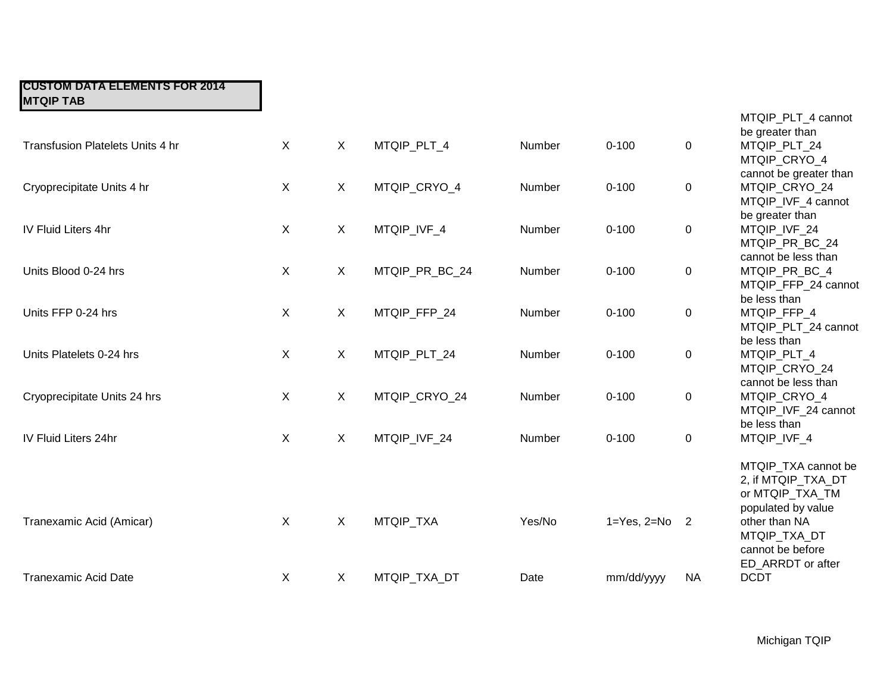**CUSTOM DATA ELEMENTS FOR 2014 MTQIP TAB**

| | | | | | | | |
|---|---|---|---|---|---|---|---|
| Transfusion Platelets Units 4 hr | X | X | MTQIP_PLT_4 | Number | 0-100 | 0 | MTQIP_PLT_4 cannot be greater than MTQIP_PLT_24 |
| Cryoprecipitate Units 4 hr | X | X | MTQIP_CRYO_4 | Number | 0-100 | 0 | MTQIP_CRYO_4 cannot be greater than MTQIP_CRYO_24 |
| IV Fluid Liters 4hr | X | X | MTQIP_IVF_4 | Number | 0-100 | 0 | MTQIP_IVF_4 cannot be greater than MTQIP_IVF_24 |
| Units Blood 0-24 hrs | X | X | MTQIP_PR_BC_24 | Number | 0-100 | 0 | MTQIP_PR_BC_24 cannot be less than MTQIP_PR_BC_4 |
| Units FFP 0-24 hrs | X | X | MTQIP_FFP_24 | Number | 0-100 | 0 | MTQIP_FFP_24 cannot be less than MTQIP_FFP_4 |
| Units Platelets 0-24 hrs | X | X | MTQIP_PLT_24 | Number | 0-100 | 0 | MTQIP_PLT_24 cannot be less than MTQIP_PLT_4 |
| Cryoprecipitate Units 24 hrs | X | X | MTQIP_CRYO_24 | Number | 0-100 | 0 | MTQIP_CRYO_24 cannot be less than MTQIP_CRYO_4 |
| IV Fluid Liters 24hr | X | X | MTQIP_IVF_24 | Number | 0-100 | 0 | MTQIP_IVF_24 cannot be less than MTQIP_IVF_4 |
| Tranexamic Acid (Amicar) | X | X | MTQIP_TXA | Yes/No | 1=Yes, 2=No | 2 | MTQIP_TXA cannot be 2, if MTQIP_TXA_DT or MTQIP_TXA_TM populated by value other than NA |
| Tranexamic Acid Date | X | X | MTQIP_TXA_DT | Date | mm/dd/yyyy | NA | MTQIP_TXA_DT cannot be before ED_ARRDT or after DCDT |

Michigan TQIP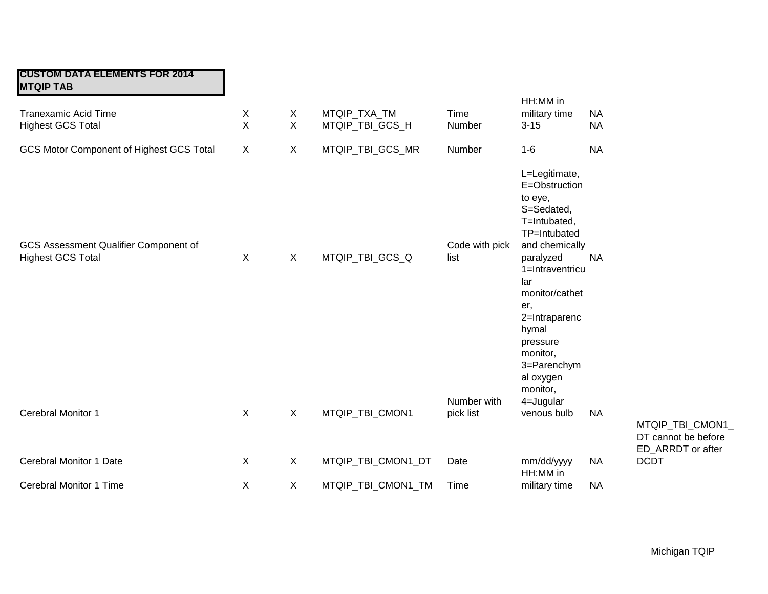**CUSTOM DATA ELEMENTS FOR 2014 MTQIP TAB**

| | | | | | | | |
|---|---|---|---|---|---|---|---|
| Tranexamic Acid Time | X | X | MTQIP_TXA_TM | Time | HH:MM in military time | NA | |
| Highest GCS Total | X | X | MTQIP_TBI_GCS_H | Number | 3-15 | NA | |
| GCS Motor Component of Highest GCS Total | X | X | MTQIP_TBI_GCS_MR | Number | 1-6 | NA | |
| GCS Assessment Qualifier Component of Highest GCS Total | X | X | MTQIP_TBI_GCS_Q | Code with pick list | L=Legitimate, E=Obstruction to eye, S=Sedated, T=Intubated, TP=Intubated and chemically paralyzed | NA | |
| Cerebral Monitor 1 | X | X | MTQIP_TBI_CMON1 | Number with pick list | 1=Intraventricular monitor/catheter, 2=Intraparenchymal pressure monitor, 3=Parenchymal oxygen monitor, 4=Jugular venous bulb | NA | |
| Cerebral Monitor 1 Date | X | X | MTQIP_TBI_CMON1_DT | Date | mm/dd/yyyy | NA | MTQIP_TBI_CMON1_DT cannot be before ED_ARRDT or after DCDT |
| Cerebral Monitor 1 Time | X | X | MTQIP_TBI_CMON1_TM | Time | HH:MM in military time | NA | |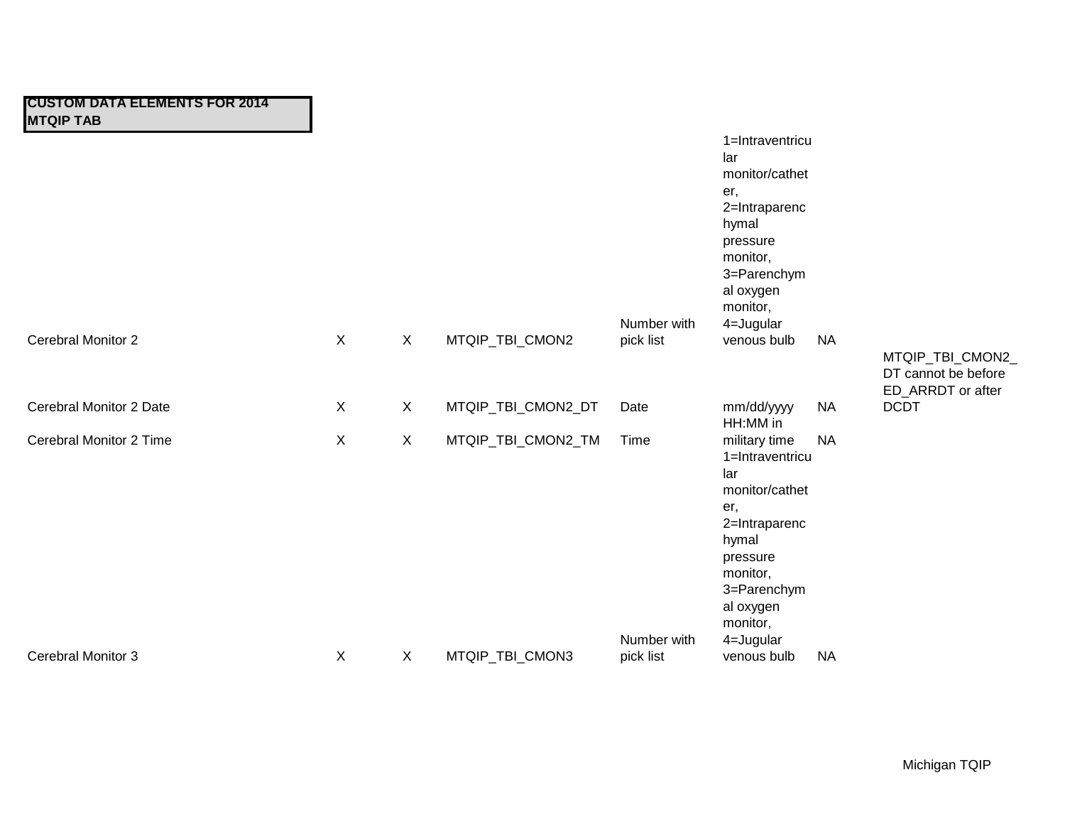**CUSTOM DATA ELEMENTS FOR 2014 MTQIP TAB**

| | | | | | | | |
|---|---|---|---|---|---|---|---|
| Cerebral Monitor 2 | X | X | MTQIP_TBI_CMON2 | Number with pick list | 1=Intraventricular monitor/catheter, 2=Intraparenchymal pressure monitor, 3=Parenchymal oxygen monitor, 4=Jugular venous bulb | NA | |
| Cerebral Monitor 2 Date | X | X | MTQIP_TBI_CMON2_DT | Date | mm/dd/yyyy | NA | MTQIP_TBI_CMON2_DT cannot be before ED_ARRDT or after DCDT |
| Cerebral Monitor 2 Time | X | X | MTQIP_TBI_CMON2_TM | Time | HH:MM in military time | NA | |
| Cerebral Monitor 3 | X | X | MTQIP_TBI_CMON3 | Number with pick list | 1=Intraventricular monitor/catheter, 2=Intraparenchymal pressure monitor, 3=Parenchymal oxygen monitor, 4=Jugular venous bulb | NA | |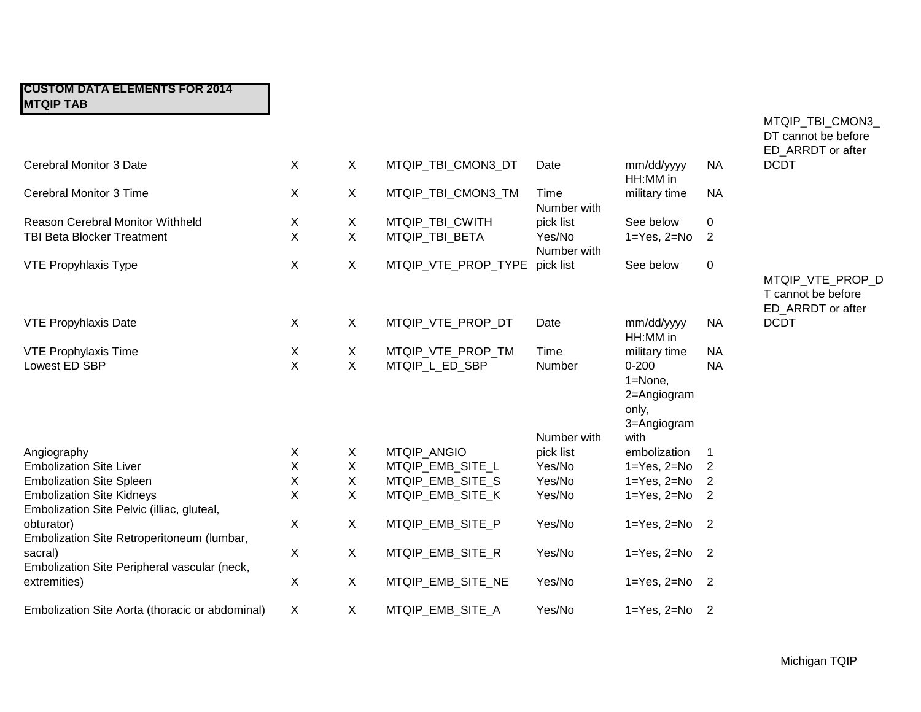**CUSTOM DATA ELEMENTS FOR 2014 MTQIP TAB**

| | | | | | | | |
|---|---|---|---|---|---|---|---|
| Cerebral Monitor 3 Date | X | X | MTQIP_TBI_CMON3_DT | Date | mm/dd/yyyy | NA | MTQIP_TBI_CMON3_DT cannot be before ED_ARRDT or after DCDT |
| Cerebral Monitor 3 Time | X | X | MTQIP_TBI_CMON3_TM | Time | HH:MM in military time | NA | |
| Reason Cerebral Monitor Withheld | X | X | MTQIP_TBI_CWITH | Number with pick list | See below | 0 | |
| TBI Beta Blocker Treatment | X | X | MTQIP_TBI_BETA | Yes/No | 1=Yes, 2=No | 2 | |
| VTE Propyhlaxis Type | X | X | MTQIP_VTE_PROP_TYPE | Number with pick list | See below | 0 | |
| VTE Propyhlaxis Date | X | X | MTQIP_VTE_PROP_DT | Date | mm/dd/yyyy | NA | MTQIP_VTE_PROP_DT cannot be before ED_ARRDT or after DCDT |
| VTE Prophylaxis Time | X | X | MTQIP_VTE_PROP_TM | Time | HH:MM in military time | NA | |
| Lowest ED SBP | X | X | MTQIP_L_ED_SBP | Number | 0-200 | NA | |
| Angiography | X | X | MTQIP_ANGIO | Number with pick list | 1=None, 2=Angiogram only, 3=Angiogram with embolization | 1 | |
| Embolization Site Liver | X | X | MTQIP_EMB_SITE_L | Yes/No | 1=Yes, 2=No | 2 | |
| Embolization Site Spleen | X | X | MTQIP_EMB_SITE_S | Yes/No | 1=Yes, 2=No | 2 | |
| Embolization Site Kidneys | X | X | MTQIP_EMB_SITE_K | Yes/No | 1=Yes, 2=No | 2 | |
| Embolization Site Pelvic (illiac, gluteal, obturator) | X | X | MTQIP_EMB_SITE_P | Yes/No | 1=Yes, 2=No | 2 | |
| Embolization Site Retroperitoneum (lumbar, sacral) | X | X | MTQIP_EMB_SITE_R | Yes/No | 1=Yes, 2=No | 2 | |
| Embolization Site Peripheral vascular (neck, extremities) | X | X | MTQIP_EMB_SITE_NE | Yes/No | 1=Yes, 2=No | 2 | |
| Embolization Site Aorta (thoracic or abdominal) | X | X | MTQIP_EMB_SITE_A | Yes/No | 1=Yes, 2=No | 2 | |

Michigan TQIP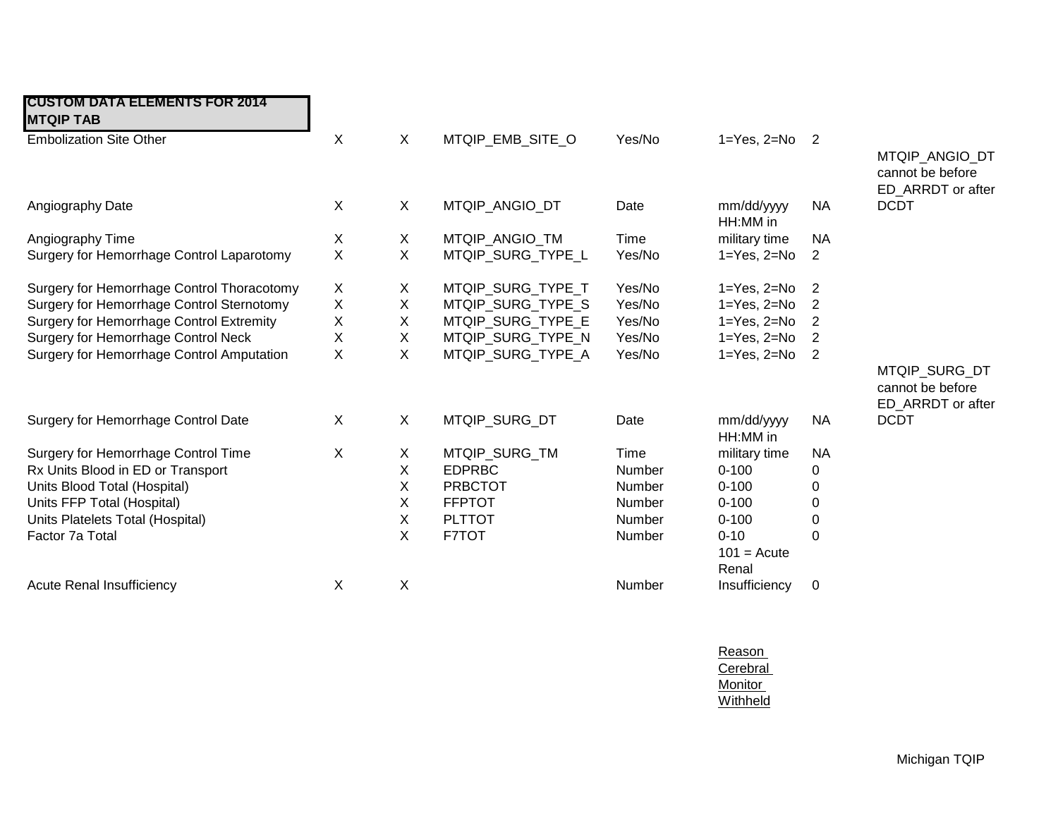| CUSTOM DATA ELEMENTS FOR 2014 MTQIP TAB | | | | | | | |
|---|---|---|---|---|---|---|---|
| Embolization Site Other | X | X | MTQIP_EMB_SITE_O | Yes/No | 1=Yes, 2=No | 2 | |
| Angiography Date | X | X | MTQIP_ANGIO_DT | Date | mm/dd/yyyy | NA | MTQIP_ANGIO_DT cannot be before ED_ARRDT or after DCDT |
| Angiography Time | X | X | MTQIP_ANGIO_TM | Time | HH:MM in military time | NA | |
| Surgery for Hemorrhage Control Laparotomy | X | X | MTQIP_SURG_TYPE_L | Yes/No | 1=Yes, 2=No | 2 | |
| Surgery for Hemorrhage Control Thoracotomy | X | X | MTQIP_SURG_TYPE_T | Yes/No | 1=Yes, 2=No | 2 | |
| Surgery for Hemorrhage Control Sternotomy | X | X | MTQIP_SURG_TYPE_S | Yes/No | 1=Yes, 2=No | 2 | |
| Surgery for Hemorrhage Control Extremity | X | X | MTQIP_SURG_TYPE_E | Yes/No | 1=Yes, 2=No | 2 | |
| Surgery for Hemorrhage Control Neck | X | X | MTQIP_SURG_TYPE_N | Yes/No | 1=Yes, 2=No | 2 | |
| Surgery for Hemorrhage Control Amputation | X | X | MTQIP_SURG_TYPE_A | Yes/No | 1=Yes, 2=No | 2 | |
| Surgery for Hemorrhage Control Date | X | X | MTQIP_SURG_DT | Date | mm/dd/yyyy | NA | MTQIP_SURG_DT cannot be before ED_ARRDT or after DCDT |
| Surgery for Hemorrhage Control Time | X | X | MTQIP_SURG_TM | Time | HH:MM in military time | NA | |
| Rx Units Blood in ED or Transport | | X | EDPRBC | Number | 0-100 | 0 | |
| Units Blood Total (Hospital) | | X | PRBCTOT | Number | 0-100 | 0 | |
| Units FFP Total (Hospital) | | X | FFPTOT | Number | 0-100 | 0 | |
| Units Platelets Total (Hospital) | | X | PLTTOT | Number | 0-100 | 0 | |
| Factor 7a Total | | X | F7TOT | Number | 0-10 | 0 | |
| Acute Renal Insufficiency | X | X | | Number | 101 = Acute Renal Insufficiency | 0 | |

Reason Cerebral Monitor Withheld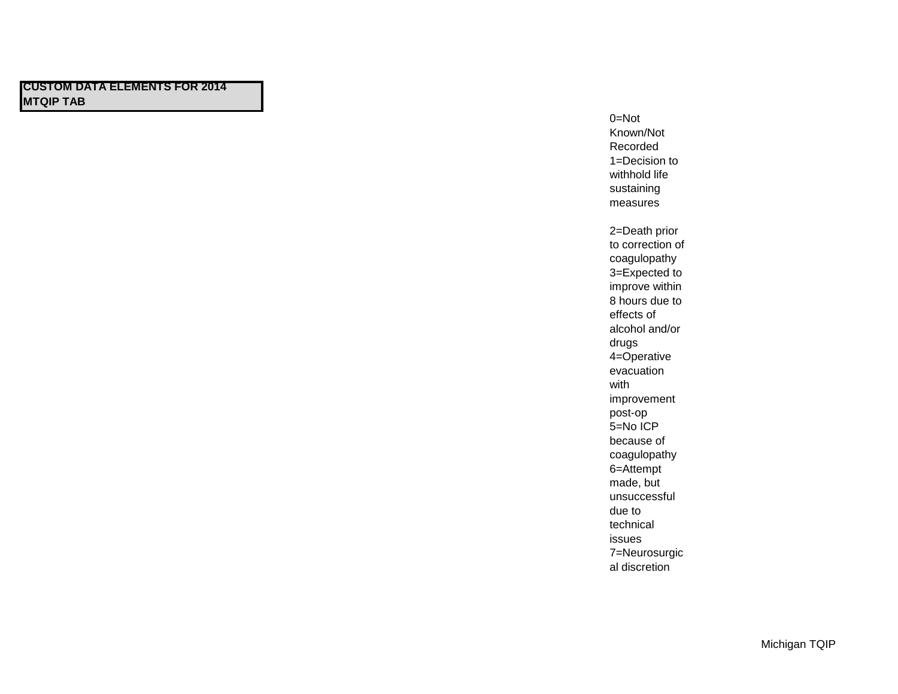**CUSTOM DATA ELEMENTS FOR 2014 MTQIP TAB**

0=Not Known/Not Recorded
1=Decision to withhold life sustaining measures

2=Death prior to correction of coagulopathy
3=Expected to improve within 8 hours due to effects of alcohol and/or drugs
4=Operative evacuation with improvement post-op
5=No ICP because of coagulopathy
6=Attempt made, but unsuccessful due to technical issues
7=Neurosurgical discretion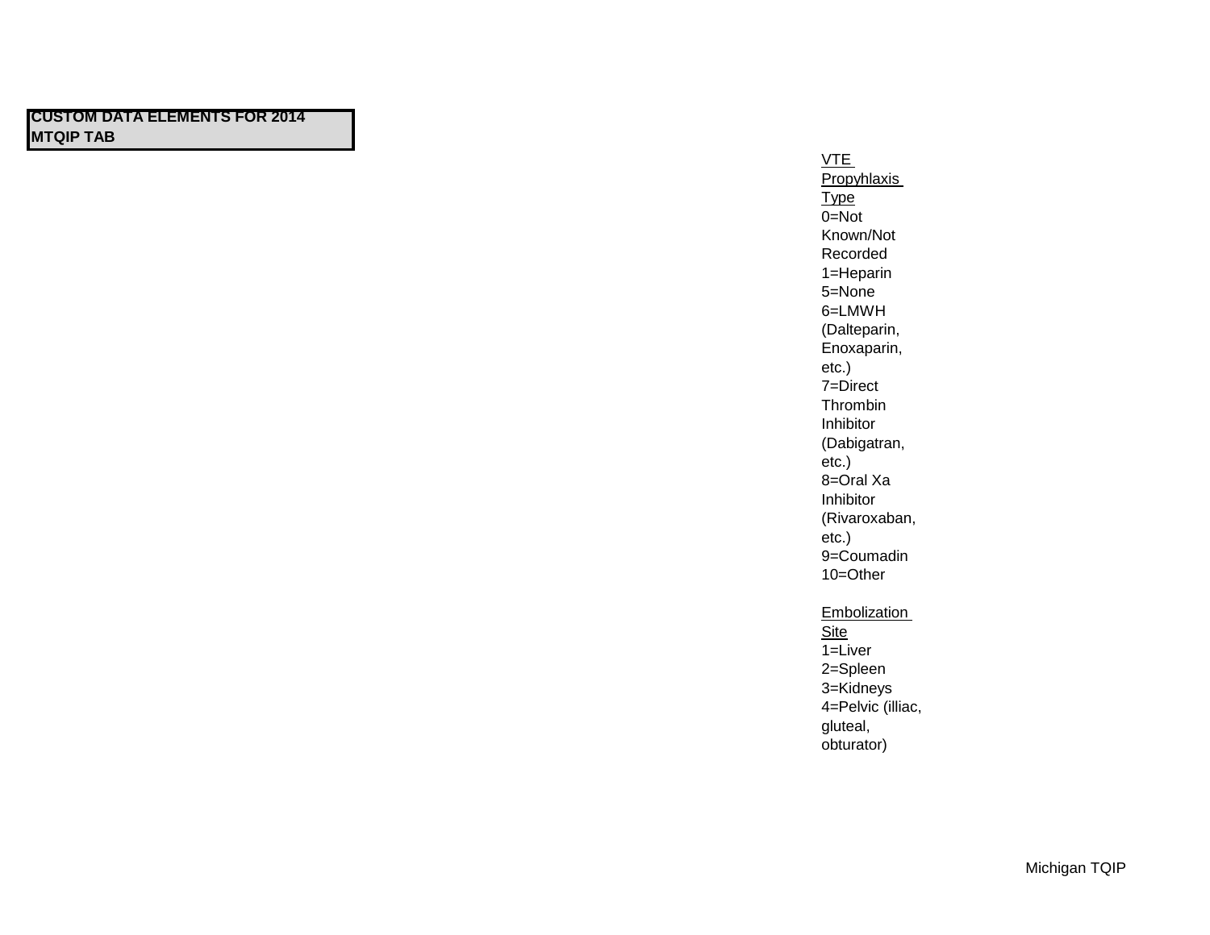**CUSTOM DATA ELEMENTS FOR 2014 MTQIP TAB**

<u>VTE Propyhlaxis Type</u>
0=Not Known/Not Recorded
1=Heparin
5=None
6=LMWH (Dalteparin, Enoxaparin, etc.)
7=Direct Thrombin Inhibitor (Dabigatran, etc.)
8=Oral Xa Inhibitor (Rivaroxaban, etc.)
9=Coumadin
10=Other

<u>Embolization Site</u>
1=Liver
2=Spleen
3=Kidneys
4=Pelvic (illiac, gluteal, obturator)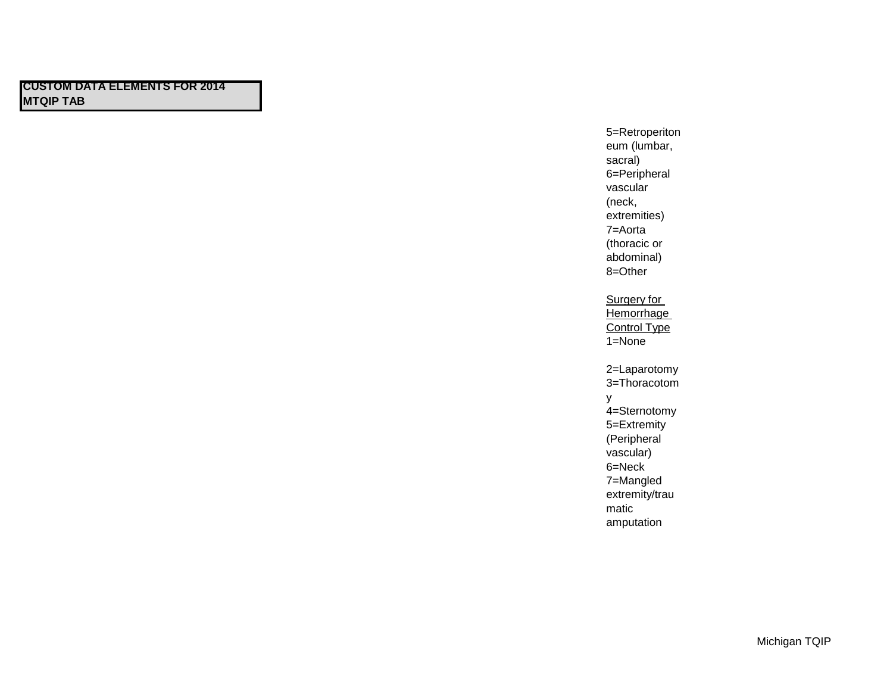**CUSTOM DATA ELEMENTS FOR 2014 MTQIP TAB**

5=Retroperitoneum (lumbar, sacral)
6=Peripheral vascular (neck, extremities)
7=Aorta (thoracic or abdominal)
8=Other

<u>Surgery for Hemorrhage Control Type</u>
1=None

2=Laparotomy
3=Thoracotomy
4=Sternotomy
5=Extremity (Peripheral vascular)
6=Neck
7=Mangled extremity/traumatic amputation